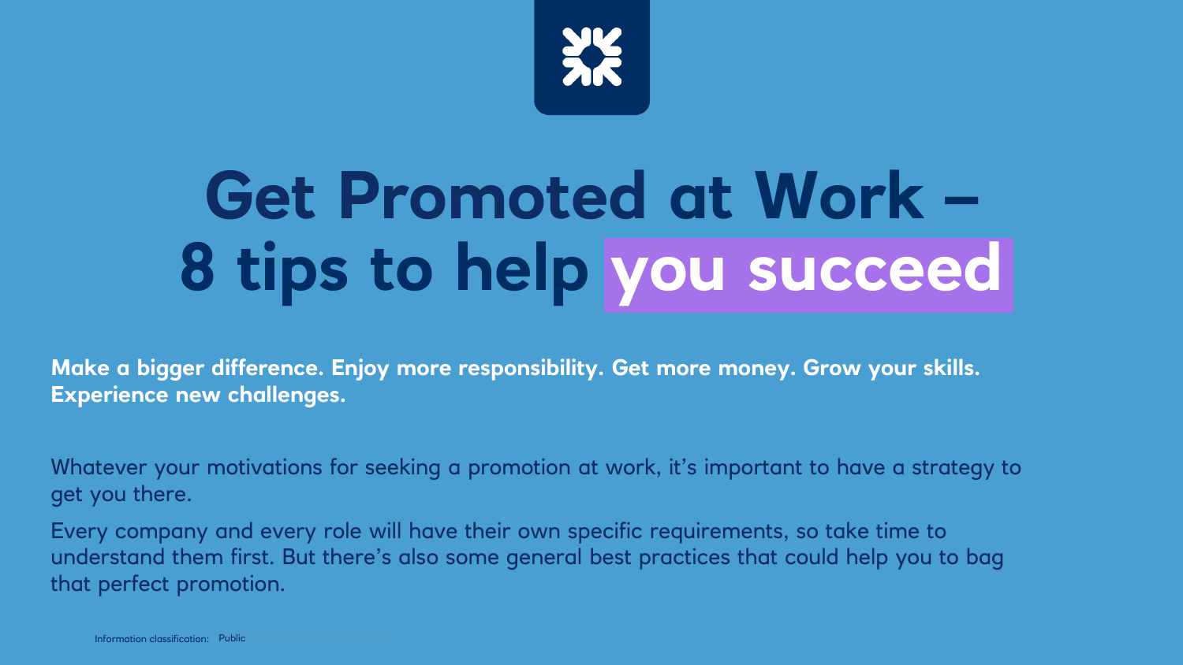# Get Promoted at Work – 8 tips to help you succeed

**Make a bigger difference. Enjoy more responsibility. Get more money. Grow your skills. Experience new challenges.**

Whatever your motivations for seeking a promotion at work, it's important to have a strategy to get you there.

Every company and every role will have their own specific requirements, so take time to understand them first. But there's also some general best practices that could help you to bag that perfect promotion.

Information classification: Public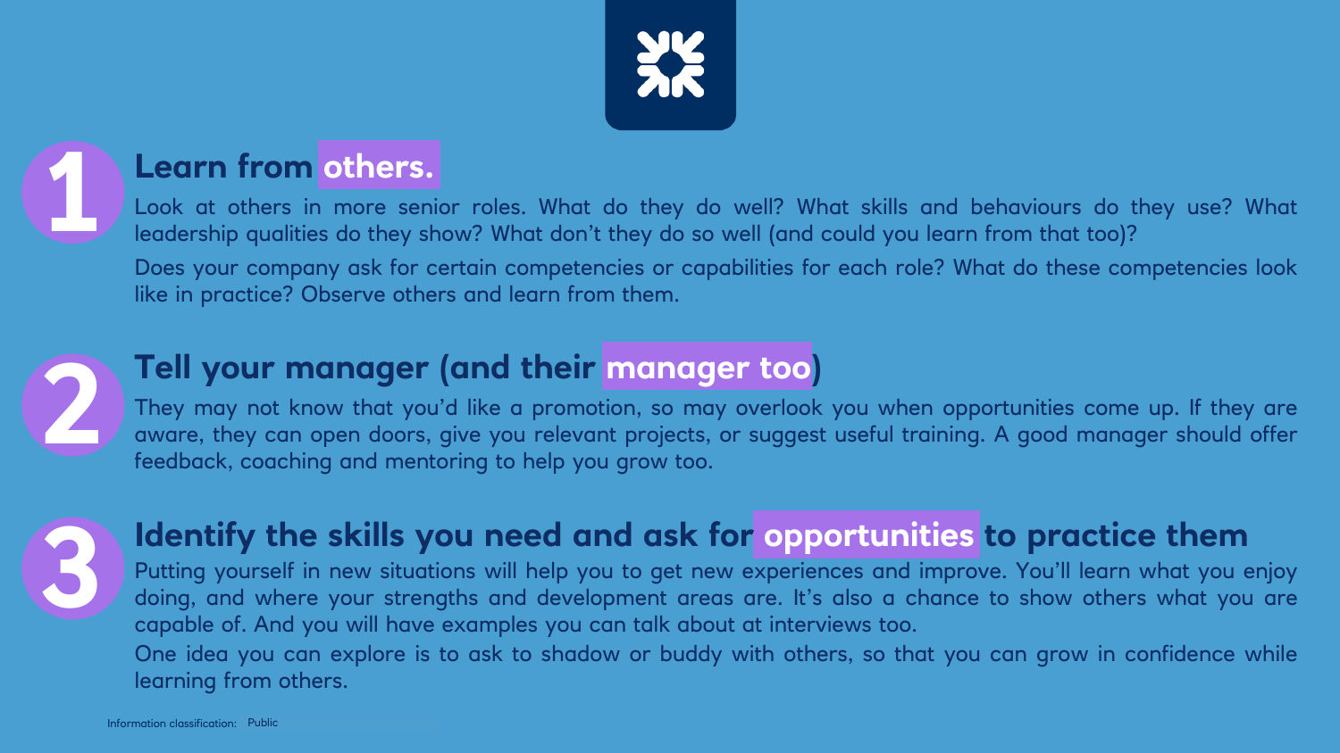## 1. Learn from others.

Look at others in more senior roles. What do they do well? What skills and behaviours do they use? What leadership qualities do they show? What don't they do so well (and could you learn from that too)?

Does your company ask for certain competencies or capabilities for each role? What do these competencies look like in practice? Observe others and learn from them.

## 2. Tell your manager (and their manager too)

They may not know that you'd like a promotion, so may overlook you when opportunities come up. If they are aware, they can open doors, give you relevant projects, or suggest useful training. A good manager should offer feedback, coaching and mentoring to help you grow too.

## 3. Identify the skills you need and ask for opportunities to practice them

Putting yourself in new situations will help you to get new experiences and improve. You'll learn what you enjoy doing, and where your strengths and development areas are. It's also a chance to show others what you are capable of. And you will have examples you can talk about at interviews too.

One idea you can explore is to ask to shadow or buddy with others, so that you can grow in confidence while learning from others.

Information classification: Public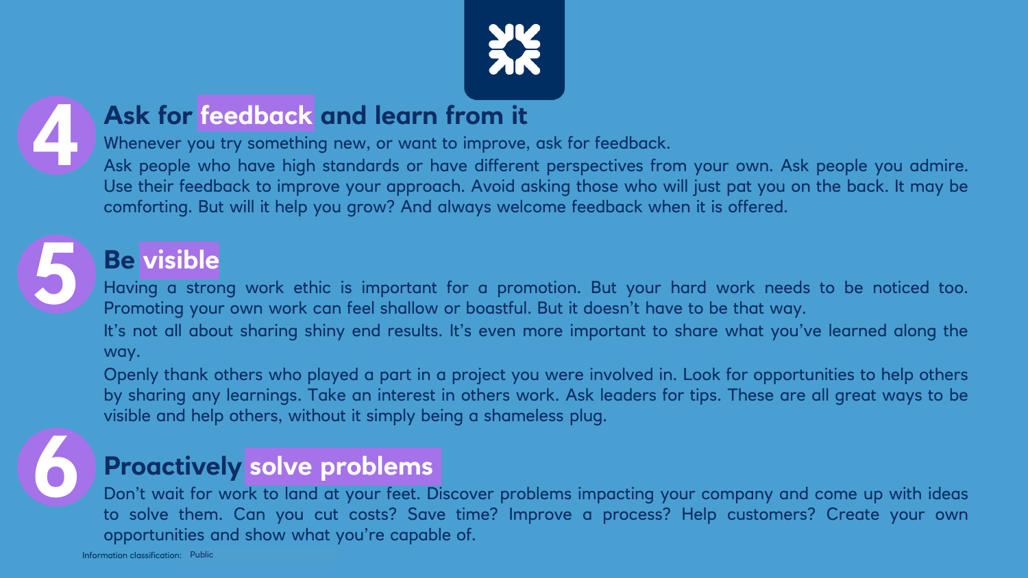## 4 Ask for feedback and learn from it

Whenever you try something new, or want to improve, ask for feedback.

Ask people who have high standards or have different perspectives from your own. Ask people you admire. Use their feedback to improve your approach. Avoid asking those who will just pat you on the back. It may be comforting. But will it help you grow? And always welcome feedback when it is offered.

## 5 Be visible

Having a strong work ethic is important for a promotion. But your hard work needs to be noticed too. Promoting your own work can feel shallow or boastful. But it doesn't have to be that way.

It's not all about sharing shiny end results. It's even more important to share what you've learned along the way.

Openly thank others who played a part in a project you were involved in. Look for opportunities to help others by sharing any learnings. Take an interest in others work. Ask leaders for tips. These are all great ways to be visible and help others, without it simply being a shameless plug.

## 6 Proactively solve problems

Don't wait for work to land at your feet. Discover problems impacting your company and come up with ideas to solve them. Can you cut costs? Save time? Improve a process? Help customers? Create your own opportunities and show what you're capable of.

Information classification: Public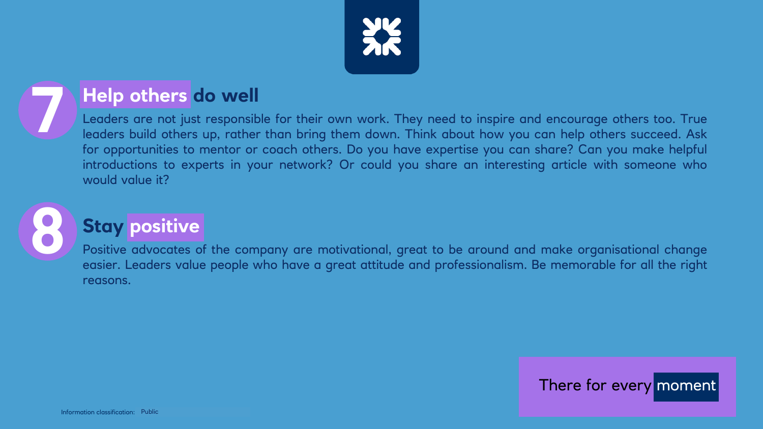## 7 Help others do well

Leaders are not just responsible for their own work. They need to inspire and encourage others too. True leaders build others up, rather than bring them down. Think about how you can help others succeed. Ask for opportunities to mentor or coach others. Do you have expertise you can share? Can you make helpful introductions to experts in your network? Or could you share an interesting article with someone who would value it?

## 8 Stay positive

Positive advocates of the company are motivational, great to be around and make organisational change easier. Leaders value people who have a great attitude and professionalism. Be memorable for all the right reasons.

There for every moment

Information classification: Public